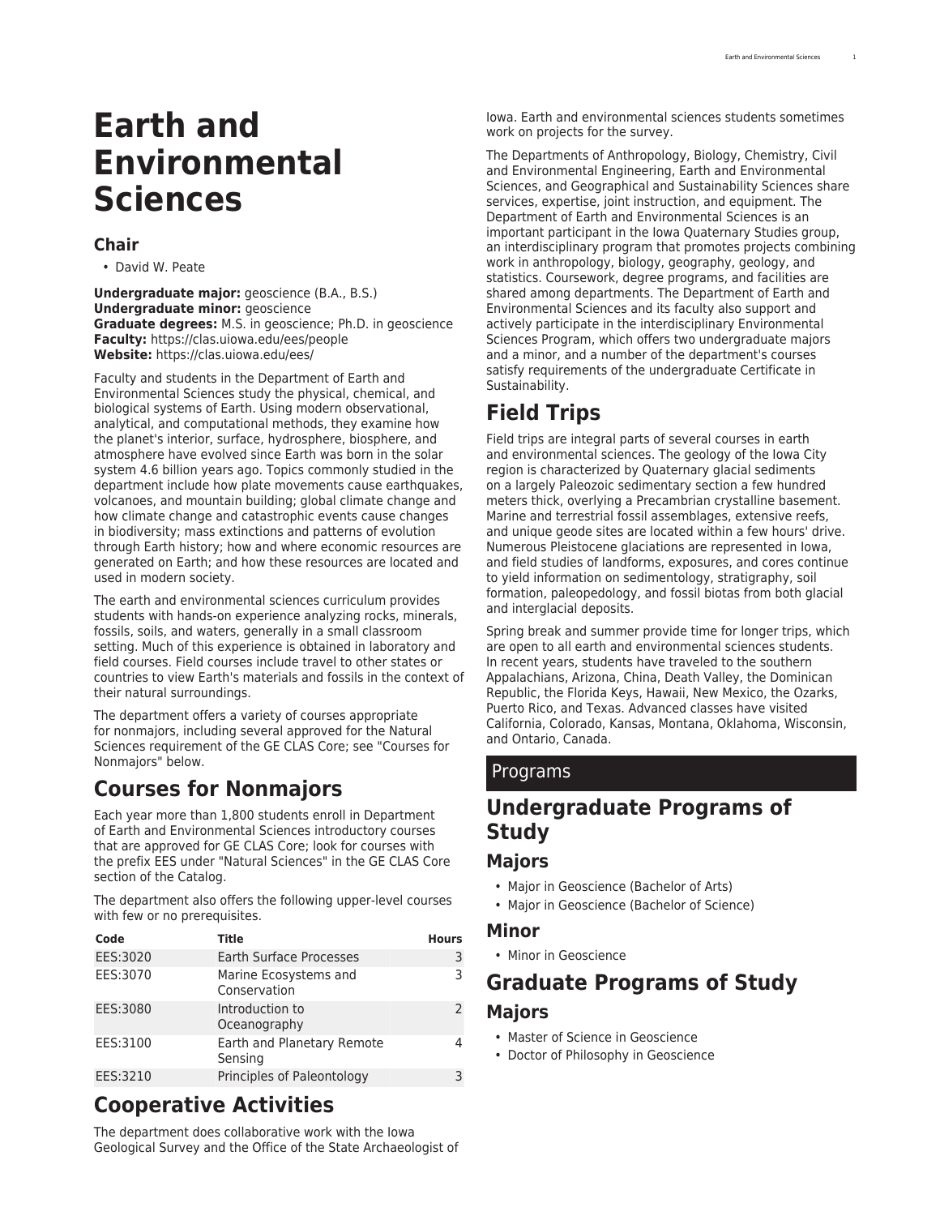# Earth and Environmental Sciences

## Chair

- David W. Peate

**Undergraduate major:** geoscience (B.A., B.S.)
**Undergraduate minor:** geoscience
**Graduate degrees:** M.S. in geoscience; Ph.D. in geoscience
**Faculty:** https://clas.uiowa.edu/ees/people
**Website:** https://clas.uiowa.edu/ees/

Faculty and students in the Department of Earth and Environmental Sciences study the physical, chemical, and biological systems of Earth. Using modern observational, analytical, and computational methods, they examine how the planet's interior, surface, hydrosphere, biosphere, and atmosphere have evolved since Earth was born in the solar system 4.6 billion years ago. Topics commonly studied in the department include how plate movements cause earthquakes, volcanoes, and mountain building; global climate change and how climate change and catastrophic events cause changes in biodiversity; mass extinctions and patterns of evolution through Earth history; how and where economic resources are generated on Earth; and how these resources are located and used in modern society.

The earth and environmental sciences curriculum provides students with hands-on experience analyzing rocks, minerals, fossils, soils, and waters, generally in a small classroom setting. Much of this experience is obtained in laboratory and field courses. Field courses include travel to other states or countries to view Earth's materials and fossils in the context of their natural surroundings.

The department offers a variety of courses appropriate for nonmajors, including several approved for the Natural Sciences requirement of the GE CLAS Core; see "Courses for Nonmajors" below.

## Courses for Nonmajors

Each year more than 1,800 students enroll in Department of Earth and Environmental Sciences introductory courses that are approved for GE CLAS Core; look for courses with the prefix EES under "Natural Sciences" in the GE CLAS Core section of the Catalog.

The department also offers the following upper-level courses with few or no prerequisites.

| Code | Title | Hours |
|---|---|---|
| EES:3020 | Earth Surface Processes | 3 |
| EES:3070 | Marine Ecosystems and Conservation | 3 |
| EES:3080 | Introduction to Oceanography | 2 |
| EES:3100 | Earth and Planetary Remote Sensing | 4 |
| EES:3210 | Principles of Paleontology | 3 |

## Cooperative Activities

The department does collaborative work with the Iowa Geological Survey and the Office of the State Archaeologist of Iowa. Earth and environmental sciences students sometimes work on projects for the survey.

The Departments of Anthropology, Biology, Chemistry, Civil and Environmental Engineering, Earth and Environmental Sciences, and Geographical and Sustainability Sciences share services, expertise, joint instruction, and equipment. The Department of Earth and Environmental Sciences is an important participant in the Iowa Quaternary Studies group, an interdisciplinary program that promotes projects combining work in anthropology, biology, geography, geology, and statistics. Coursework, degree programs, and facilities are shared among departments. The Department of Earth and Environmental Sciences and its faculty also support and actively participate in the interdisciplinary Environmental Sciences Program, which offers two undergraduate majors and a minor, and a number of the department's courses satisfy requirements of the undergraduate Certificate in Sustainability.

## Field Trips

Field trips are integral parts of several courses in earth and environmental sciences. The geology of the Iowa City region is characterized by Quaternary glacial sediments on a largely Paleozoic sedimentary section a few hundred meters thick, overlying a Precambrian crystalline basement. Marine and terrestrial fossil assemblages, extensive reefs, and unique geode sites are located within a few hours' drive. Numerous Pleistocene glaciations are represented in Iowa, and field studies of landforms, exposures, and cores continue to yield information on sedimentology, stratigraphy, soil formation, paleopedology, and fossil biotas from both glacial and interglacial deposits.

Spring break and summer provide time for longer trips, which are open to all earth and environmental sciences students. In recent years, students have traveled to the southern Appalachians, Arizona, China, Death Valley, the Dominican Republic, the Florida Keys, Hawaii, New Mexico, the Ozarks, Puerto Rico, and Texas. Advanced classes have visited California, Colorado, Kansas, Montana, Oklahoma, Wisconsin, and Ontario, Canada.

# Programs

## Undergraduate Programs of Study

### Majors

- Major in Geoscience (Bachelor of Arts)
- Major in Geoscience (Bachelor of Science)

### Minor

- Minor in Geoscience

## Graduate Programs of Study

### Majors

- Master of Science in Geoscience
- Doctor of Philosophy in Geoscience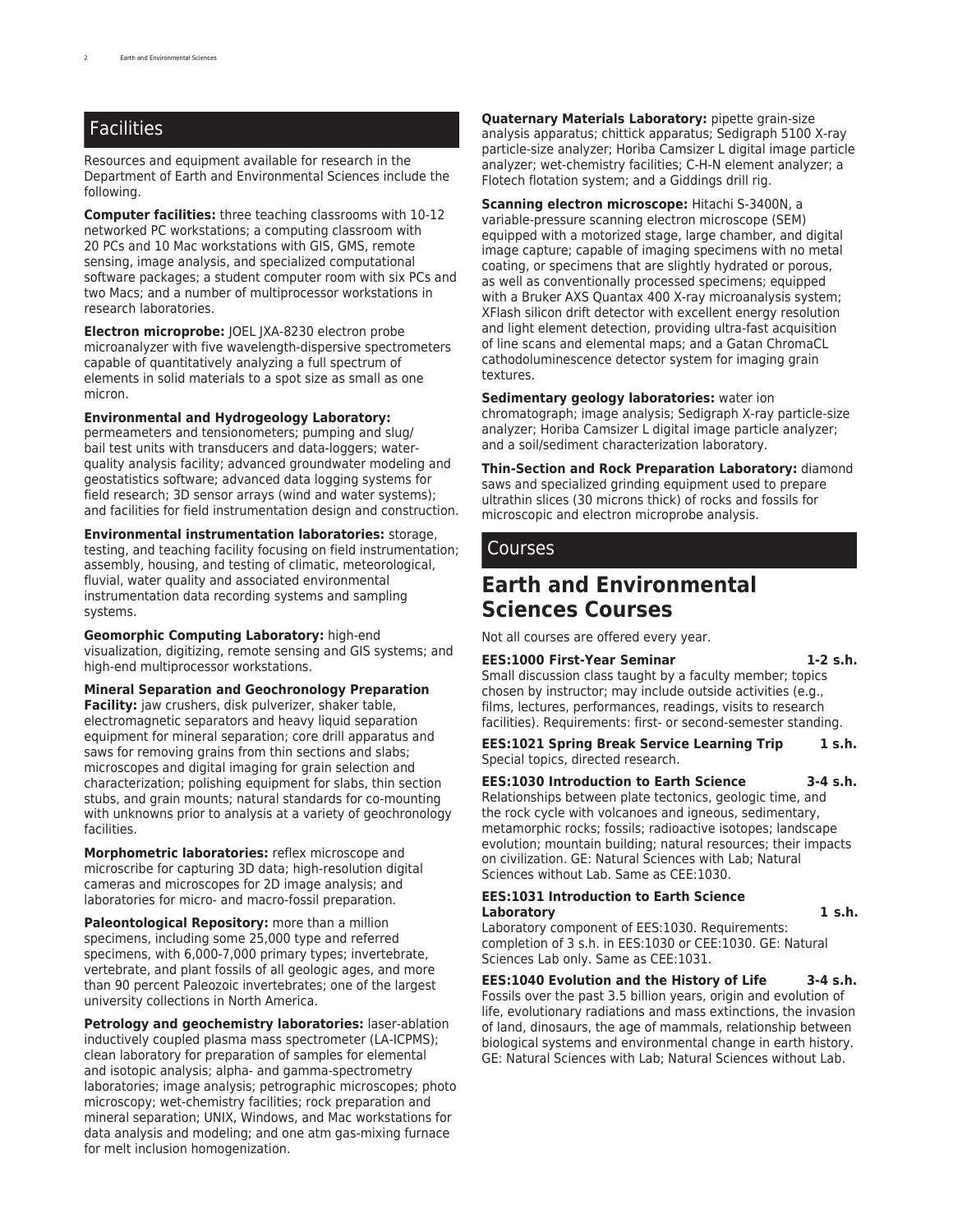## Facilities

Resources and equipment available for research in the Department of Earth and Environmental Sciences include the following.

**Computer facilities:** three teaching classrooms with 10-12 networked PC workstations; a computing classroom with 20 PCs and 10 Mac workstations with GIS, GMS, remote sensing, image analysis, and specialized computational software packages; a student computer room with six PCs and two Macs; and a number of multiprocessor workstations in research laboratories.

**Electron microprobe:** JOEL JXA-8230 electron probe microanalyzer with five wavelength-dispersive spectrometers capable of quantitatively analyzing a full spectrum of elements in solid materials to a spot size as small as one micron.

**Environmental and Hydrogeology Laboratory:** permeameters and tensionometers; pumping and slug/bail test units with transducers and data-loggers; water-quality analysis facility; advanced groundwater modeling and geostatistics software; advanced data logging systems for field research; 3D sensor arrays (wind and water systems); and facilities for field instrumentation design and construction.

**Environmental instrumentation laboratories:** storage, testing, and teaching facility focusing on field instrumentation; assembly, housing, and testing of climatic, meteorological, fluvial, water quality and associated environmental instrumentation data recording systems and sampling systems.

**Geomorphic Computing Laboratory:** high-end visualization, digitizing, remote sensing and GIS systems; and high-end multiprocessor workstations.

**Mineral Separation and Geochronology Preparation Facility:** jaw crushers, disk pulverizer, shaker table, electromagnetic separators and heavy liquid separation equipment for mineral separation; core drill apparatus and saws for removing grains from thin sections and slabs; microscopes and digital imaging for grain selection and characterization; polishing equipment for slabs, thin section stubs, and grain mounts; natural standards for co-mounting with unknowns prior to analysis at a variety of geochronology facilities.

**Morphometric laboratories:** reflex microscope and microscribe for capturing 3D data; high-resolution digital cameras and microscopes for 2D image analysis; and laboratories for micro- and macro-fossil preparation.

**Paleontological Repository:** more than a million specimens, including some 25,000 type and referred specimens, with 6,000-7,000 primary types; invertebrate, vertebrate, and plant fossils of all geologic ages, and more than 90 percent Paleozoic invertebrates; one of the largest university collections in North America.

**Petrology and geochemistry laboratories:** laser-ablation inductively coupled plasma mass spectrometer (LA-ICPMS); clean laboratory for preparation of samples for elemental and isotopic analysis; alpha- and gamma-spectrometry laboratories; image analysis; petrographic microscopes; photo microscopy; wet-chemistry facilities; rock preparation and mineral separation; UNIX, Windows, and Mac workstations for data analysis and modeling; and one atm gas-mixing furnace for melt inclusion homogenization.

**Quaternary Materials Laboratory:** pipette grain-size analysis apparatus; chittick apparatus; Sedigraph 5100 X-ray particle-size analyzer; Horiba Camsizer L digital image particle analyzer; wet-chemistry facilities; C-H-N element analyzer; a Flotech flotation system; and a Giddings drill rig.

**Scanning electron microscope:** Hitachi S-3400N, a variable-pressure scanning electron microscope (SEM) equipped with a motorized stage, large chamber, and digital image capture; capable of imaging specimens with no metal coating, or specimens that are slightly hydrated or porous, as well as conventionally processed specimens; equipped with a Bruker AXS Quantax 400 X-ray microanalysis system; XFlash silicon drift detector with excellent energy resolution and light element detection, providing ultra-fast acquisition of line scans and elemental maps; and a Gatan ChromaCL cathodoluminescence detector system for imaging grain textures.

**Sedimentary geology laboratories:** water ion chromatograph; image analysis; Sedigraph X-ray particle-size analyzer; Horiba Camsizer L digital image particle analyzer; and a soil/sediment characterization laboratory.

**Thin-Section and Rock Preparation Laboratory:** diamond saws and specialized grinding equipment used to prepare ultrathin slices (30 microns thick) of rocks and fossils for microscopic and electron microprobe analysis.

## Courses

# Earth and Environmental Sciences Courses

Not all courses are offered every year.

**EES:1000 First-Year Seminar 1-2 s.h.**
Small discussion class taught by a faculty member; topics chosen by instructor; may include outside activities (e.g., films, lectures, performances, readings, visits to research facilities). Requirements: first- or second-semester standing.

**EES:1021 Spring Break Service Learning Trip 1 s.h.**
Special topics, directed research.

**EES:1030 Introduction to Earth Science 3-4 s.h.**
Relationships between plate tectonics, geologic time, and the rock cycle with volcanoes and igneous, sedimentary, metamorphic rocks; fossils; radioactive isotopes; landscape evolution; mountain building; natural resources; their impacts on civilization. GE: Natural Sciences with Lab; Natural Sciences without Lab. Same as CEE:1030.

**EES:1031 Introduction to Earth Science Laboratory 1 s.h.**
Laboratory component of EES:1030. Requirements: completion of 3 s.h. in EES:1030 or CEE:1030. GE: Natural Sciences Lab only. Same as CEE:1031.

**EES:1040 Evolution and the History of Life 3-4 s.h.**
Fossils over the past 3.5 billion years, origin and evolution of life, evolutionary radiations and mass extinctions, the invasion of land, dinosaurs, the age of mammals, relationship between biological systems and environmental change in earth history. GE: Natural Sciences with Lab; Natural Sciences without Lab.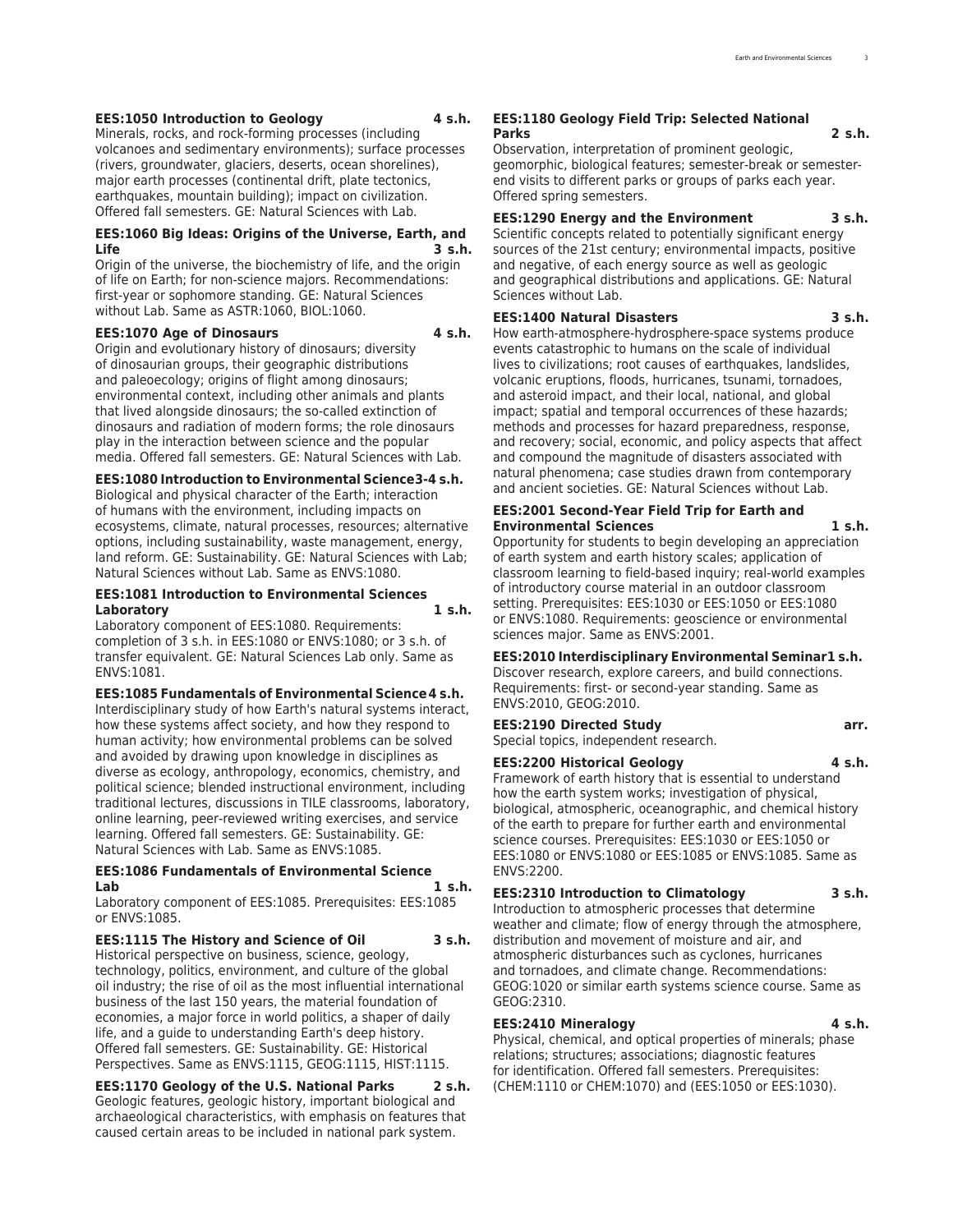**EES:1050 Introduction to Geology 4 s.h.**

Minerals, rocks, and rock-forming processes (including volcanoes and sedimentary environments); surface processes (rivers, groundwater, glaciers, deserts, ocean shorelines), major earth processes (continental drift, plate tectonics, earthquakes, mountain building); impact on civilization. Offered fall semesters. GE: Natural Sciences with Lab.

**EES:1060 Big Ideas: Origins of the Universe, Earth, and Life 3 s.h.**

Origin of the universe, the biochemistry of life, and the origin of life on Earth; for non-science majors. Recommendations: first-year or sophomore standing. GE: Natural Sciences without Lab. Same as ASTR:1060, BIOL:1060.

**EES:1070 Age of Dinosaurs 4 s.h.**

Origin and evolutionary history of dinosaurs; diversity of dinosaurian groups, their geographic distributions and paleoecology; origins of flight among dinosaurs; environmental context, including other animals and plants that lived alongside dinosaurs; the so-called extinction of dinosaurs and radiation of modern forms; the role dinosaurs play in the interaction between science and the popular media. Offered fall semesters. GE: Natural Sciences with Lab.

**EES:1080 Introduction to Environmental Science 3-4 s.h.**

Biological and physical character of the Earth; interaction of humans with the environment, including impacts on ecosystems, climate, natural processes, resources; alternative options, including sustainability, waste management, energy, land reform. GE: Sustainability. GE: Natural Sciences with Lab; Natural Sciences without Lab. Same as ENVS:1080.

**EES:1081 Introduction to Environmental Sciences Laboratory 1 s.h.**

Laboratory component of EES:1080. Requirements: completion of 3 s.h. in EES:1080 or ENVS:1080; or 3 s.h. of transfer equivalent. GE: Natural Sciences Lab only. Same as ENVS:1081.

**EES:1085 Fundamentals of Environmental Science 4 s.h.**

Interdisciplinary study of how Earth's natural systems interact, how these systems affect society, and how they respond to human activity; how environmental problems can be solved and avoided by drawing upon knowledge in disciplines as diverse as ecology, anthropology, economics, chemistry, and political science; blended instructional environment, including traditional lectures, discussions in TILE classrooms, laboratory, online learning, peer-reviewed writing exercises, and service learning. Offered fall semesters. GE: Sustainability. GE: Natural Sciences with Lab. Same as ENVS:1085.

**EES:1086 Fundamentals of Environmental Science Lab 1 s.h.**

Laboratory component of EES:1085. Prerequisites: EES:1085 or ENVS:1085.

**EES:1115 The History and Science of Oil 3 s.h.**

Historical perspective on business, science, geology, technology, politics, environment, and culture of the global oil industry; the rise of oil as the most influential international business of the last 150 years, the material foundation of economies, a major force in world politics, a shaper of daily life, and a guide to understanding Earth's deep history. Offered fall semesters. GE: Sustainability. GE: Historical Perspectives. Same as ENVS:1115, GEOG:1115, HIST:1115.

**EES:1170 Geology of the U.S. National Parks 2 s.h.**

Geologic features, geologic history, important biological and archaeological characteristics, with emphasis on features that caused certain areas to be included in national park system.

**EES:1180 Geology Field Trip: Selected National Parks 2 s.h.**

Observation, interpretation of prominent geologic, geomorphic, biological features; semester-break or semester-end visits to different parks or groups of parks each year. Offered spring semesters.

**EES:1290 Energy and the Environment 3 s.h.**

Scientific concepts related to potentially significant energy sources of the 21st century; environmental impacts, positive and negative, of each energy source as well as geologic and geographical distributions and applications. GE: Natural Sciences without Lab.

**EES:1400 Natural Disasters 3 s.h.**

How earth-atmosphere-hydrosphere-space systems produce events catastrophic to humans on the scale of individual lives to civilizations; root causes of earthquakes, landslides, volcanic eruptions, floods, hurricanes, tsunami, tornadoes, and asteroid impact, and their local, national, and global impact; spatial and temporal occurrences of these hazards; methods and processes for hazard preparedness, response, and recovery; social, economic, and policy aspects that affect and compound the magnitude of disasters associated with natural phenomena; case studies drawn from contemporary and ancient societies. GE: Natural Sciences without Lab.

**EES:2001 Second-Year Field Trip for Earth and Environmental Sciences 1 s.h.**

Opportunity for students to begin developing an appreciation of earth system and earth history scales; application of classroom learning to field-based inquiry; real-world examples of introductory course material in an outdoor classroom setting. Prerequisites: EES:1030 or EES:1050 or EES:1080 or ENVS:1080. Requirements: geoscience or environmental sciences major. Same as ENVS:2001.

**EES:2010 Interdisciplinary Environmental Seminar 1 s.h.**

Discover research, explore careers, and build connections. Requirements: first- or second-year standing. Same as ENVS:2010, GEOG:2010.

**EES:2190 Directed Study arr.**

Special topics, independent research.

**EES:2200 Historical Geology 4 s.h.**

Framework of earth history that is essential to understand how the earth system works; investigation of physical, biological, atmospheric, oceanographic, and chemical history of the earth to prepare for further earth and environmental science courses. Prerequisites: EES:1030 or EES:1050 or EES:1080 or ENVS:1080 or EES:1085 or ENVS:1085. Same as ENVS:2200.

**EES:2310 Introduction to Climatology 3 s.h.**

Introduction to atmospheric processes that determine weather and climate; flow of energy through the atmosphere, distribution and movement of moisture and air, and atmospheric disturbances such as cyclones, hurricanes and tornadoes, and climate change. Recommendations: GEOG:1020 or similar earth systems science course. Same as GEOG:2310.

**EES:2410 Mineralogy 4 s.h.**

Physical, chemical, and optical properties of minerals; phase relations; structures; associations; diagnostic features for identification. Offered fall semesters. Prerequisites: (CHEM:1110 or CHEM:1070) and (EES:1050 or EES:1030).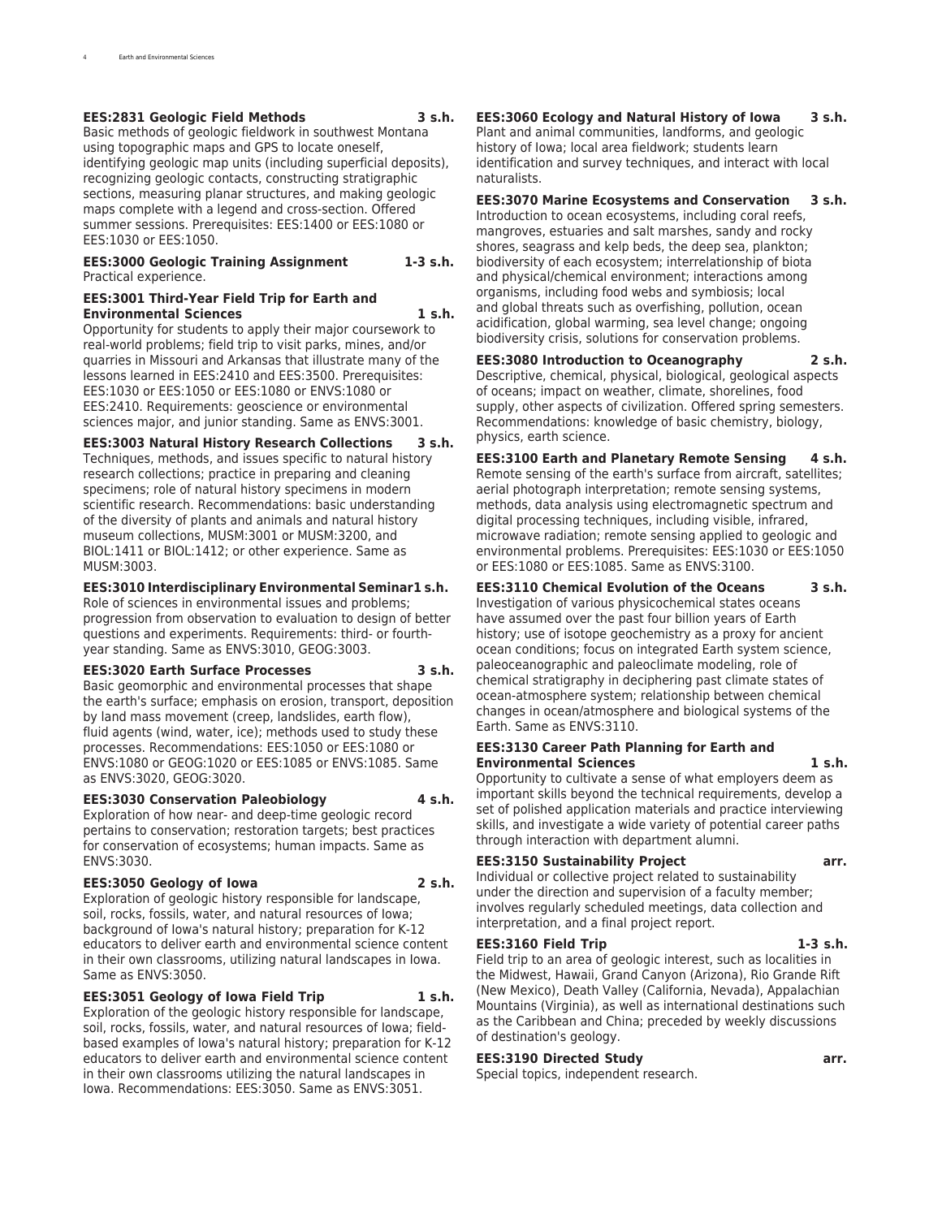**EES:2831 Geologic Field Methods 3 s.h.**
Basic methods of geologic fieldwork in southwest Montana using topographic maps and GPS to locate oneself, identifying geologic map units (including superficial deposits), recognizing geologic contacts, constructing stratigraphic sections, measuring planar structures, and making geologic maps complete with a legend and cross-section. Offered summer sessions. Prerequisites: EES:1400 or EES:1080 or EES:1030 or EES:1050.

**EES:3000 Geologic Training Assignment 1-3 s.h.**
Practical experience.

**EES:3001 Third-Year Field Trip for Earth and Environmental Sciences 1 s.h.**
Opportunity for students to apply their major coursework to real-world problems; field trip to visit parks, mines, and/or quarries in Missouri and Arkansas that illustrate many of the lessons learned in EES:2410 and EES:3500. Prerequisites: EES:1030 or EES:1050 or EES:1080 or ENVS:1080 or EES:2410. Requirements: geoscience or environmental sciences major, and junior standing. Same as ENVS:3001.

**EES:3003 Natural History Research Collections 3 s.h.**
Techniques, methods, and issues specific to natural history research collections; practice in preparing and cleaning specimens; role of natural history specimens in modern scientific research. Recommendations: basic understanding of the diversity of plants and animals and natural history museum collections, MUSM:3001 or MUSM:3200, and BIOL:1411 or BIOL:1412; or other experience. Same as MUSM:3003.

**EES:3010 Interdisciplinary Environmental Seminar 1 s.h.**
Role of sciences in environmental issues and problems; progression from observation to evaluation to design of better questions and experiments. Requirements: third- or fourth-year standing. Same as ENVS:3010, GEOG:3003.

**EES:3020 Earth Surface Processes 3 s.h.**
Basic geomorphic and environmental processes that shape the earth's surface; emphasis on erosion, transport, deposition by land mass movement (creep, landslides, earth flow), fluid agents (wind, water, ice); methods used to study these processes. Recommendations: EES:1050 or EES:1080 or ENVS:1080 or GEOG:1020 or EES:1085 or ENVS:1085. Same as ENVS:3020, GEOG:3020.

**EES:3030 Conservation Paleobiology 4 s.h.**
Exploration of how near- and deep-time geologic record pertains to conservation; restoration targets; best practices for conservation of ecosystems; human impacts. Same as ENVS:3030.

**EES:3050 Geology of Iowa 2 s.h.**
Exploration of geologic history responsible for landscape, soil, rocks, fossils, water, and natural resources of Iowa; background of Iowa's natural history; preparation for K-12 educators to deliver earth and environmental science content in their own classrooms, utilizing natural landscapes in Iowa. Same as ENVS:3050.

**EES:3051 Geology of Iowa Field Trip 1 s.h.**
Exploration of the geologic history responsible for landscape, soil, rocks, fossils, water, and natural resources of Iowa; field-based examples of Iowa's natural history; preparation for K-12 educators to deliver earth and environmental science content in their own classrooms utilizing the natural landscapes in Iowa. Recommendations: EES:3050. Same as ENVS:3051.

**EES:3060 Ecology and Natural History of Iowa 3 s.h.**
Plant and animal communities, landforms, and geologic history of Iowa; local area fieldwork; students learn identification and survey techniques, and interact with local naturalists.

**EES:3070 Marine Ecosystems and Conservation 3 s.h.**
Introduction to ocean ecosystems, including coral reefs, mangroves, estuaries and salt marshes, sandy and rocky shores, seagrass and kelp beds, the deep sea, plankton; biodiversity of each ecosystem; interrelationship of biota and physical/chemical environment; interactions among organisms, including food webs and symbiosis; local and global threats such as overfishing, pollution, ocean acidification, global warming, sea level change; ongoing biodiversity crisis, solutions for conservation problems.

**EES:3080 Introduction to Oceanography 2 s.h.**
Descriptive, chemical, physical, biological, geological aspects of oceans; impact on weather, climate, shorelines, food supply, other aspects of civilization. Offered spring semesters. Recommendations: knowledge of basic chemistry, biology, physics, earth science.

**EES:3100 Earth and Planetary Remote Sensing 4 s.h.**
Remote sensing of the earth's surface from aircraft, satellites; aerial photograph interpretation; remote sensing systems, methods, data analysis using electromagnetic spectrum and digital processing techniques, including visible, infrared, microwave radiation; remote sensing applied to geologic and environmental problems. Prerequisites: EES:1030 or EES:1050 or EES:1080 or EES:1085. Same as ENVS:3100.

**EES:3110 Chemical Evolution of the Oceans 3 s.h.**
Investigation of various physicochemical states oceans have assumed over the past four billion years of Earth history; use of isotope geochemistry as a proxy for ancient ocean conditions; focus on integrated Earth system science, paleoceanographic and paleoclimate modeling, role of chemical stratigraphy in deciphering past climate states of ocean-atmosphere system; relationship between chemical changes in ocean/atmosphere and biological systems of the Earth. Same as ENVS:3110.

**EES:3130 Career Path Planning for Earth and Environmental Sciences 1 s.h.**
Opportunity to cultivate a sense of what employers deem as important skills beyond the technical requirements, develop a set of polished application materials and practice interviewing skills, and investigate a wide variety of potential career paths through interaction with department alumni.

**EES:3150 Sustainability Project arr.**
Individual or collective project related to sustainability under the direction and supervision of a faculty member; involves regularly scheduled meetings, data collection and interpretation, and a final project report.

**EES:3160 Field Trip 1-3 s.h.**
Field trip to an area of geologic interest, such as localities in the Midwest, Hawaii, Grand Canyon (Arizona), Rio Grande Rift (New Mexico), Death Valley (California, Nevada), Appalachian Mountains (Virginia), as well as international destinations such as the Caribbean and China; preceded by weekly discussions of destination's geology.

**EES:3190 Directed Study arr.**
Special topics, independent research.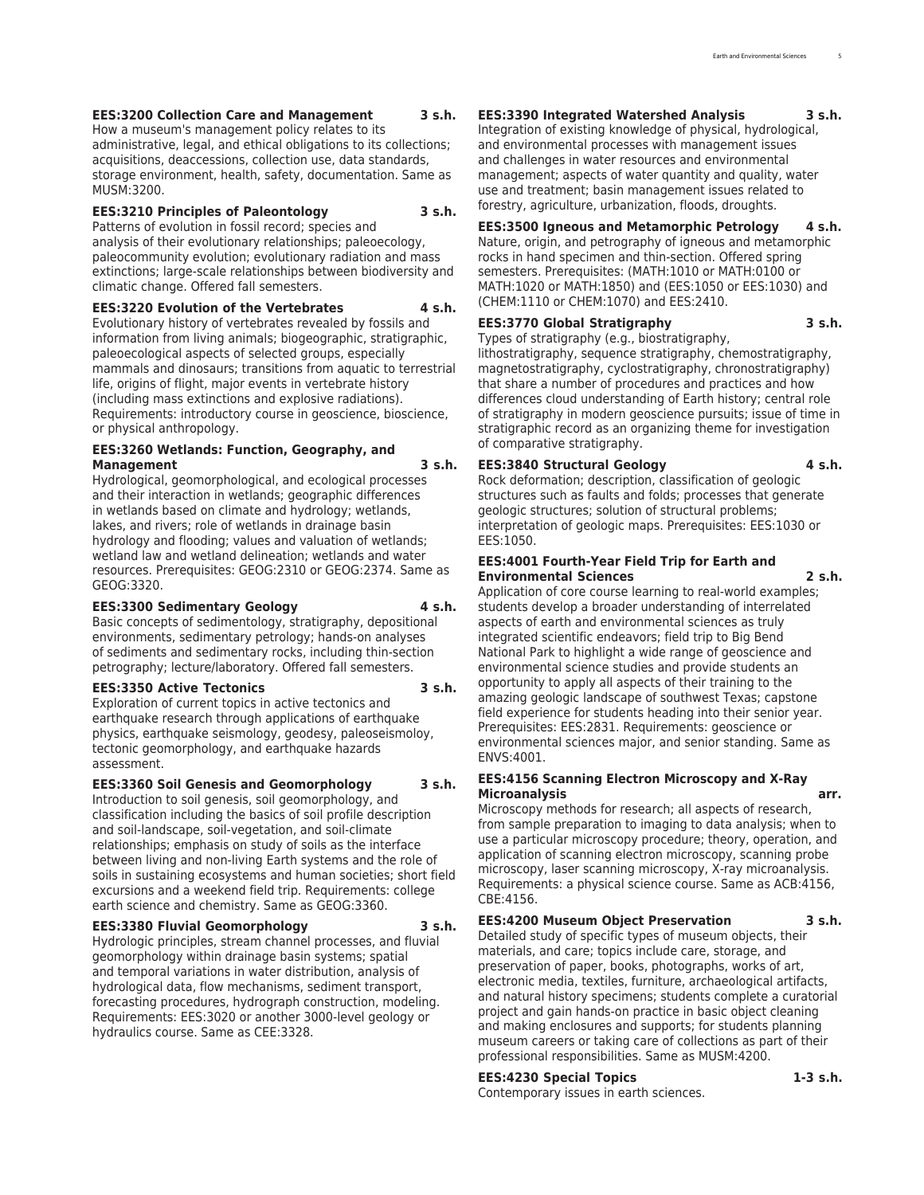**EES:3200 Collection Care and Management 3 s.h.**
How a museum's management policy relates to its administrative, legal, and ethical obligations to its collections; acquisitions, deaccessions, collection use, data standards, storage environment, health, safety, documentation. Same as MUSM:3200.

**EES:3210 Principles of Paleontology 3 s.h.**
Patterns of evolution in fossil record; species and analysis of their evolutionary relationships; paleoecology, paleocommunity evolution; evolutionary radiation and mass extinctions; large-scale relationships between biodiversity and climatic change. Offered fall semesters.

**EES:3220 Evolution of the Vertebrates 4 s.h.**
Evolutionary history of vertebrates revealed by fossils and information from living animals; biogeographic, stratigraphic, paleoecological aspects of selected groups, especially mammals and dinosaurs; transitions from aquatic to terrestrial life, origins of flight, major events in vertebrate history (including mass extinctions and explosive radiations). Requirements: introductory course in geoscience, bioscience, or physical anthropology.

**EES:3260 Wetlands: Function, Geography, and Management 3 s.h.**
Hydrological, geomorphological, and ecological processes and their interaction in wetlands; geographic differences in wetlands based on climate and hydrology; wetlands, lakes, and rivers; role of wetlands in drainage basin hydrology and flooding; values and valuation of wetlands; wetland law and wetland delineation; wetlands and water resources. Prerequisites: GEOG:2310 or GEOG:2374. Same as GEOG:3320.

**EES:3300 Sedimentary Geology 4 s.h.**
Basic concepts of sedimentology, stratigraphy, depositional environments, sedimentary petrology; hands-on analyses of sediments and sedimentary rocks, including thin-section petrography; lecture/laboratory. Offered fall semesters.

**EES:3350 Active Tectonics 3 s.h.**
Exploration of current topics in active tectonics and earthquake research through applications of earthquake physics, earthquake seismology, geodesy, paleoseismoloy, tectonic geomorphology, and earthquake hazards assessment.

**EES:3360 Soil Genesis and Geomorphology 3 s.h.**
Introduction to soil genesis, soil geomorphology, and classification including the basics of soil profile description and soil-landscape, soil-vegetation, and soil-climate relationships; emphasis on study of soils as the interface between living and non-living Earth systems and the role of soils in sustaining ecosystems and human societies; short field excursions and a weekend field trip. Requirements: college earth science and chemistry. Same as GEOG:3360.

**EES:3380 Fluvial Geomorphology 3 s.h.**
Hydrologic principles, stream channel processes, and fluvial geomorphology within drainage basin systems; spatial and temporal variations in water distribution, analysis of hydrological data, flow mechanisms, sediment transport, forecasting procedures, hydrograph construction, modeling. Requirements: EES:3020 or another 3000-level geology or hydraulics course. Same as CEE:3328.

**EES:3390 Integrated Watershed Analysis 3 s.h.**
Integration of existing knowledge of physical, hydrological, and environmental processes with management issues and challenges in water resources and environmental management; aspects of water quantity and quality, water use and treatment; basin management issues related to forestry, agriculture, urbanization, floods, droughts.

**EES:3500 Igneous and Metamorphic Petrology 4 s.h.**
Nature, origin, and petrography of igneous and metamorphic rocks in hand specimen and thin-section. Offered spring semesters. Prerequisites: (MATH:1010 or MATH:0100 or MATH:1020 or MATH:1850) and (EES:1050 or EES:1030) and (CHEM:1110 or CHEM:1070) and EES:2410.

**EES:3770 Global Stratigraphy 3 s.h.**
Types of stratigraphy (e.g., biostratigraphy, lithostratigraphy, sequence stratigraphy, chemostratigraphy, magnetostratigraphy, cyclostratigraphy, chronostratigraphy) that share a number of procedures and practices and how differences cloud understanding of Earth history; central role of stratigraphy in modern geoscience pursuits; issue of time in stratigraphic record as an organizing theme for investigation of comparative stratigraphy.

**EES:3840 Structural Geology 4 s.h.**
Rock deformation; description, classification of geologic structures such as faults and folds; processes that generate geologic structures; solution of structural problems; interpretation of geologic maps. Prerequisites: EES:1030 or EES:1050.

**EES:4001 Fourth-Year Field Trip for Earth and Environmental Sciences 2 s.h.**
Application of core course learning to real-world examples; students develop a broader understanding of interrelated aspects of earth and environmental sciences as truly integrated scientific endeavors; field trip to Big Bend National Park to highlight a wide range of geoscience and environmental science studies and provide students an opportunity to apply all aspects of their training to the amazing geologic landscape of southwest Texas; capstone field experience for students heading into their senior year. Prerequisites: EES:2831. Requirements: geoscience or environmental sciences major, and senior standing. Same as ENVS:4001.

**EES:4156 Scanning Electron Microscopy and X-Ray Microanalysis arr.**
Microscopy methods for research; all aspects of research, from sample preparation to imaging to data analysis; when to use a particular microscopy procedure; theory, operation, and application of scanning electron microscopy, scanning probe microscopy, laser scanning microscopy, X-ray microanalysis. Requirements: a physical science course. Same as ACB:4156, CBE:4156.

**EES:4200 Museum Object Preservation 3 s.h.**
Detailed study of specific types of museum objects, their materials, and care; topics include care, storage, and preservation of paper, books, photographs, works of art, electronic media, textiles, furniture, archaeological artifacts, and natural history specimens; students complete a curatorial project and gain hands-on practice in basic object cleaning and making enclosures and supports; for students planning museum careers or taking care of collections as part of their professional responsibilities. Same as MUSM:4200.

**EES:4230 Special Topics 1-3 s.h.**
Contemporary issues in earth sciences.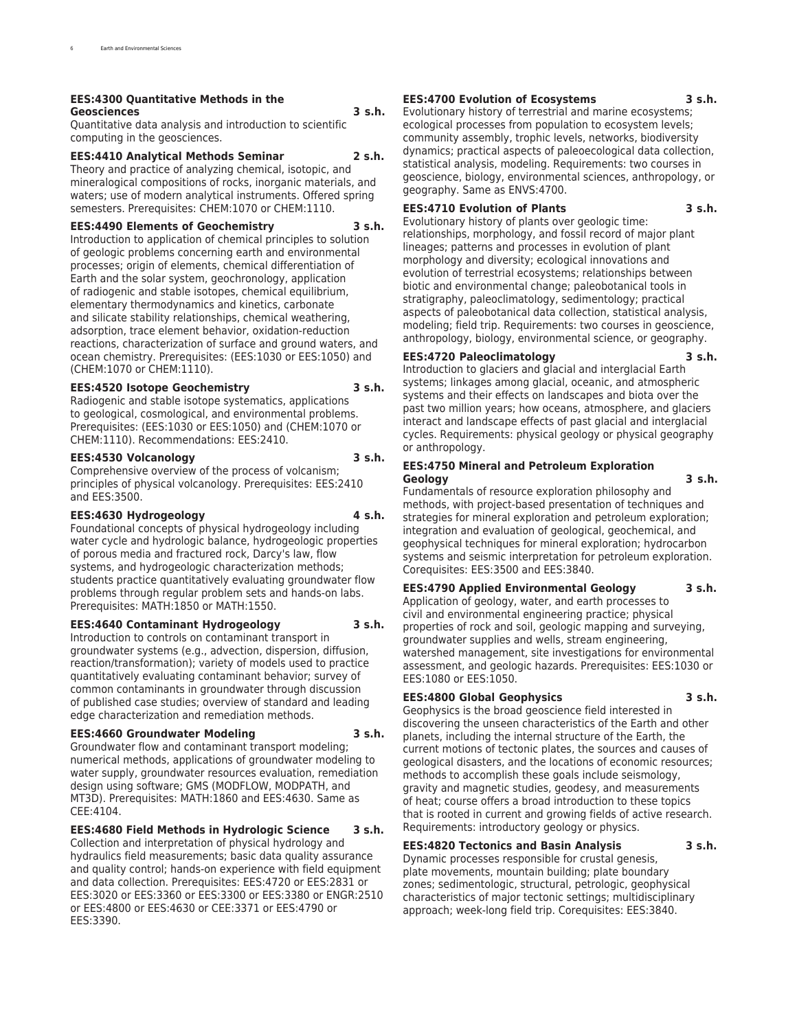**EES:4300 Quantitative Methods in the Geosciences 3 s.h.**
Quantitative data analysis and introduction to scientific computing in the geosciences.

**EES:4410 Analytical Methods Seminar 2 s.h.**
Theory and practice of analyzing chemical, isotopic, and mineralogical compositions of rocks, inorganic materials, and waters; use of modern analytical instruments. Offered spring semesters. Prerequisites: CHEM:1070 or CHEM:1110.

**EES:4490 Elements of Geochemistry 3 s.h.**
Introduction to application of chemical principles to solution of geologic problems concerning earth and environmental processes; origin of elements, chemical differentiation of Earth and the solar system, geochronology, application of radiogenic and stable isotopes, chemical equilibrium, elementary thermodynamics and kinetics, carbonate and silicate stability relationships, chemical weathering, adsorption, trace element behavior, oxidation-reduction reactions, characterization of surface and ground waters, and ocean chemistry. Prerequisites: (EES:1030 or EES:1050) and (CHEM:1070 or CHEM:1110).

**EES:4520 Isotope Geochemistry 3 s.h.**
Radiogenic and stable isotope systematics, applications to geological, cosmological, and environmental problems. Prerequisites: (EES:1030 or EES:1050) and (CHEM:1070 or CHEM:1110). Recommendations: EES:2410.

**EES:4530 Volcanology 3 s.h.**
Comprehensive overview of the process of volcanism; principles of physical volcanology. Prerequisites: EES:2410 and EES:3500.

**EES:4630 Hydrogeology 4 s.h.**
Foundational concepts of physical hydrogeology including water cycle and hydrologic balance, hydrogeologic properties of porous media and fractured rock, Darcy's law, flow systems, and hydrogeologic characterization methods; students practice quantitatively evaluating groundwater flow problems through regular problem sets and hands-on labs. Prerequisites: MATH:1850 or MATH:1550.

**EES:4640 Contaminant Hydrogeology 3 s.h.**
Introduction to controls on contaminant transport in groundwater systems (e.g., advection, dispersion, diffusion, reaction/transformation); variety of models used to practice quantitatively evaluating contaminant behavior; survey of common contaminants in groundwater through discussion of published case studies; overview of standard and leading edge characterization and remediation methods.

**EES:4660 Groundwater Modeling 3 s.h.**
Groundwater flow and contaminant transport modeling; numerical methods, applications of groundwater modeling to water supply, groundwater resources evaluation, remediation design using software; GMS (MODFLOW, MODPATH, and MT3D). Prerequisites: MATH:1860 and EES:4630. Same as CEE:4104.

**EES:4680 Field Methods in Hydrologic Science 3 s.h.**
Collection and interpretation of physical hydrology and hydraulics field measurements; basic data quality assurance and quality control; hands-on experience with field equipment and data collection. Prerequisites: EES:4720 or EES:2831 or EES:3020 or EES:3360 or EES:3300 or EES:3380 or ENGR:2510 or EES:4800 or EES:4630 or CEE:3371 or EES:4790 or EES:3390.

**EES:4700 Evolution of Ecosystems 3 s.h.**
Evolutionary history of terrestrial and marine ecosystems; ecological processes from population to ecosystem levels; community assembly, trophic levels, networks, biodiversity dynamics; practical aspects of paleoecological data collection, statistical analysis, modeling. Requirements: two courses in geoscience, biology, environmental sciences, anthropology, or geography. Same as ENVS:4700.

**EES:4710 Evolution of Plants 3 s.h.**
Evolutionary history of plants over geologic time: relationships, morphology, and fossil record of major plant lineages; patterns and processes in evolution of plant morphology and diversity; ecological innovations and evolution of terrestrial ecosystems; relationships between biotic and environmental change; paleobotanical tools in stratigraphy, paleoclimatology, sedimentology; practical aspects of paleobotanical data collection, statistical analysis, modeling; field trip. Requirements: two courses in geoscience, anthropology, biology, environmental science, or geography.

**EES:4720 Paleoclimatology 3 s.h.**
Introduction to glaciers and glacial and interglacial Earth systems; linkages among glacial, oceanic, and atmospheric systems and their effects on landscapes and biota over the past two million years; how oceans, atmosphere, and glaciers interact and landscape effects of past glacial and interglacial cycles. Requirements: physical geology or physical geography or anthropology.

**EES:4750 Mineral and Petroleum Exploration Geology 3 s.h.**
Fundamentals of resource exploration philosophy and methods, with project-based presentation of techniques and strategies for mineral exploration and petroleum exploration; integration and evaluation of geological, geochemical, and geophysical techniques for mineral exploration; hydrocarbon systems and seismic interpretation for petroleum exploration. Corequisites: EES:3500 and EES:3840.

**EES:4790 Applied Environmental Geology 3 s.h.**
Application of geology, water, and earth processes to civil and environmental engineering practice; physical properties of rock and soil, geologic mapping and surveying, groundwater supplies and wells, stream engineering, watershed management, site investigations for environmental assessment, and geologic hazards. Prerequisites: EES:1030 or EES:1080 or EES:1050.

**EES:4800 Global Geophysics 3 s.h.**
Geophysics is the broad geoscience field interested in discovering the unseen characteristics of the Earth and other planets, including the internal structure of the Earth, the current motions of tectonic plates, the sources and causes of geological disasters, and the locations of economic resources; methods to accomplish these goals include seismology, gravity and magnetic studies, geodesy, and measurements of heat; course offers a broad introduction to these topics that is rooted in current and growing fields of active research. Requirements: introductory geology or physics.

**EES:4820 Tectonics and Basin Analysis 3 s.h.**
Dynamic processes responsible for crustal genesis, plate movements, mountain building; plate boundary zones; sedimentologic, structural, petrologic, geophysical characteristics of major tectonic settings; multidisciplinary approach; week-long field trip. Corequisites: EES:3840.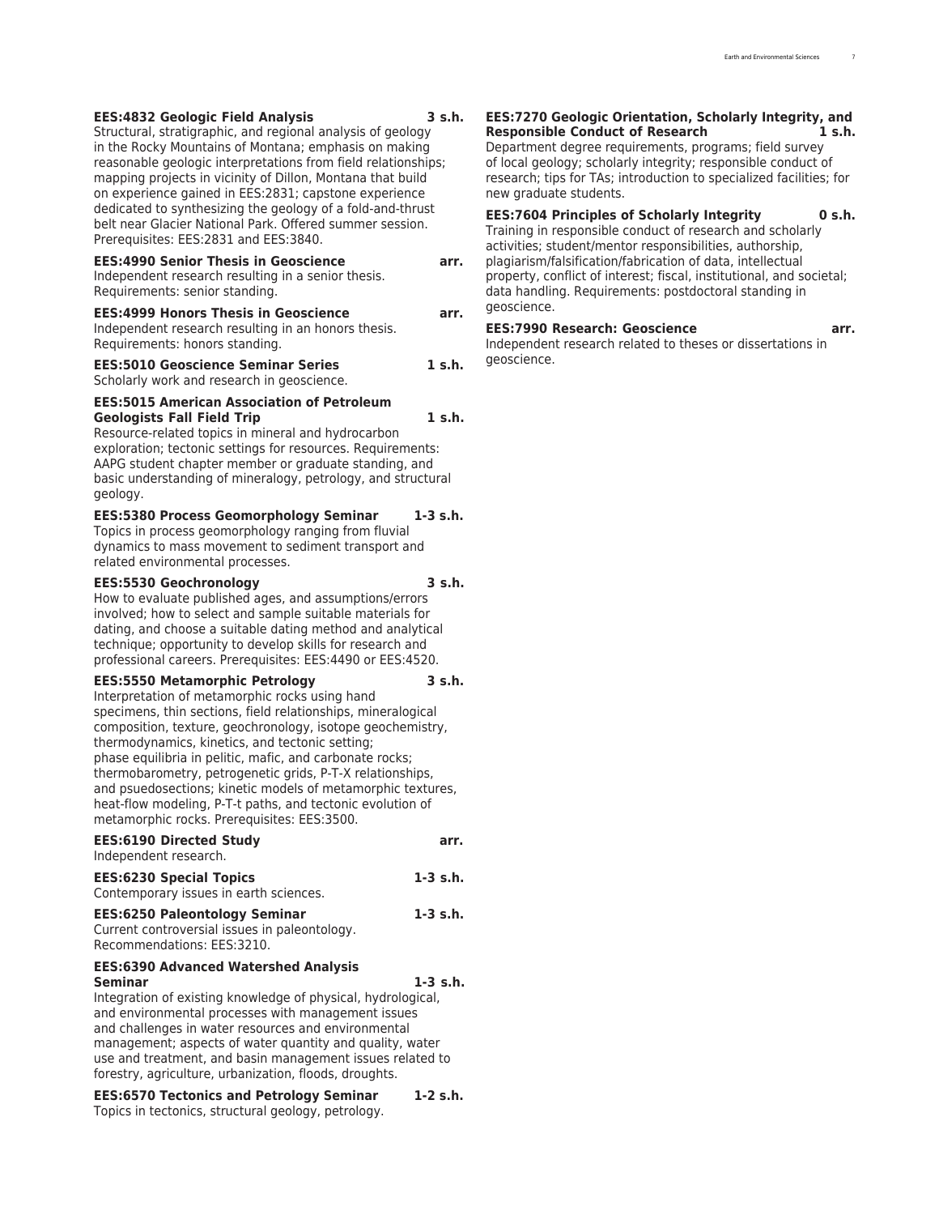**EES:4832 Geologic Field Analysis** **3 s.h.**
Structural, stratigraphic, and regional analysis of geology in the Rocky Mountains of Montana; emphasis on making reasonable geologic interpretations from field relationships; mapping projects in vicinity of Dillon, Montana that build on experience gained in EES:2831; capstone experience dedicated to synthesizing the geology of a fold-and-thrust belt near Glacier National Park. Offered summer session. Prerequisites: EES:2831 and EES:3840.

**EES:4990 Senior Thesis in Geoscience** **arr.**
Independent research resulting in a senior thesis. Requirements: senior standing.

**EES:4999 Honors Thesis in Geoscience** **arr.**
Independent research resulting in an honors thesis. Requirements: honors standing.

**EES:5010 Geoscience Seminar Series** **1 s.h.**
Scholarly work and research in geoscience.

**EES:5015 American Association of Petroleum Geologists Fall Field Trip** **1 s.h.**
Resource-related topics in mineral and hydrocarbon exploration; tectonic settings for resources. Requirements: AAPG student chapter member or graduate standing, and basic understanding of mineralogy, petrology, and structural geology.

**EES:5380 Process Geomorphology Seminar** **1-3 s.h.**
Topics in process geomorphology ranging from fluvial dynamics to mass movement to sediment transport and related environmental processes.

**EES:5530 Geochronology** **3 s.h.**
How to evaluate published ages, and assumptions/errors involved; how to select and sample suitable materials for dating, and choose a suitable dating method and analytical technique; opportunity to develop skills for research and professional careers. Prerequisites: EES:4490 or EES:4520.

**EES:5550 Metamorphic Petrology** **3 s.h.**
Interpretation of metamorphic rocks using hand specimens, thin sections, field relationships, mineralogical composition, texture, geochronology, isotope geochemistry, thermodynamics, kinetics, and tectonic setting; phase equilibria in pelitic, mafic, and carbonate rocks; thermobarometry, petrogenetic grids, P-T-X relationships, and psuedosections; kinetic models of metamorphic textures, heat-flow modeling, P-T-t paths, and tectonic evolution of metamorphic rocks. Prerequisites: EES:3500.

**EES:6190 Directed Study** **arr.**
Independent research.

**EES:6230 Special Topics** **1-3 s.h.**
Contemporary issues in earth sciences.

**EES:6250 Paleontology Seminar** **1-3 s.h.**
Current controversial issues in paleontology. Recommendations: EES:3210.

**EES:6390 Advanced Watershed Analysis Seminar** **1-3 s.h.**
Integration of existing knowledge of physical, hydrological, and environmental processes with management issues and challenges in water resources and environmental management; aspects of water quantity and quality, water use and treatment, and basin management issues related to forestry, agriculture, urbanization, floods, droughts.

**EES:6570 Tectonics and Petrology Seminar** **1-2 s.h.**
Topics in tectonics, structural geology, petrology.

**EES:7270 Geologic Orientation, Scholarly Integrity, and Responsible Conduct of Research** **1 s.h.**
Department degree requirements, programs; field survey of local geology; scholarly integrity; responsible conduct of research; tips for TAs; introduction to specialized facilities; for new graduate students.

**EES:7604 Principles of Scholarly Integrity** **0 s.h.**
Training in responsible conduct of research and scholarly activities; student/mentor responsibilities, authorship, plagiarism/falsification/fabrication of data, intellectual property, conflict of interest; fiscal, institutional, and societal; data handling. Requirements: postdoctoral standing in geoscience.

**EES:7990 Research: Geoscience** **arr.**
Independent research related to theses or dissertations in geoscience.